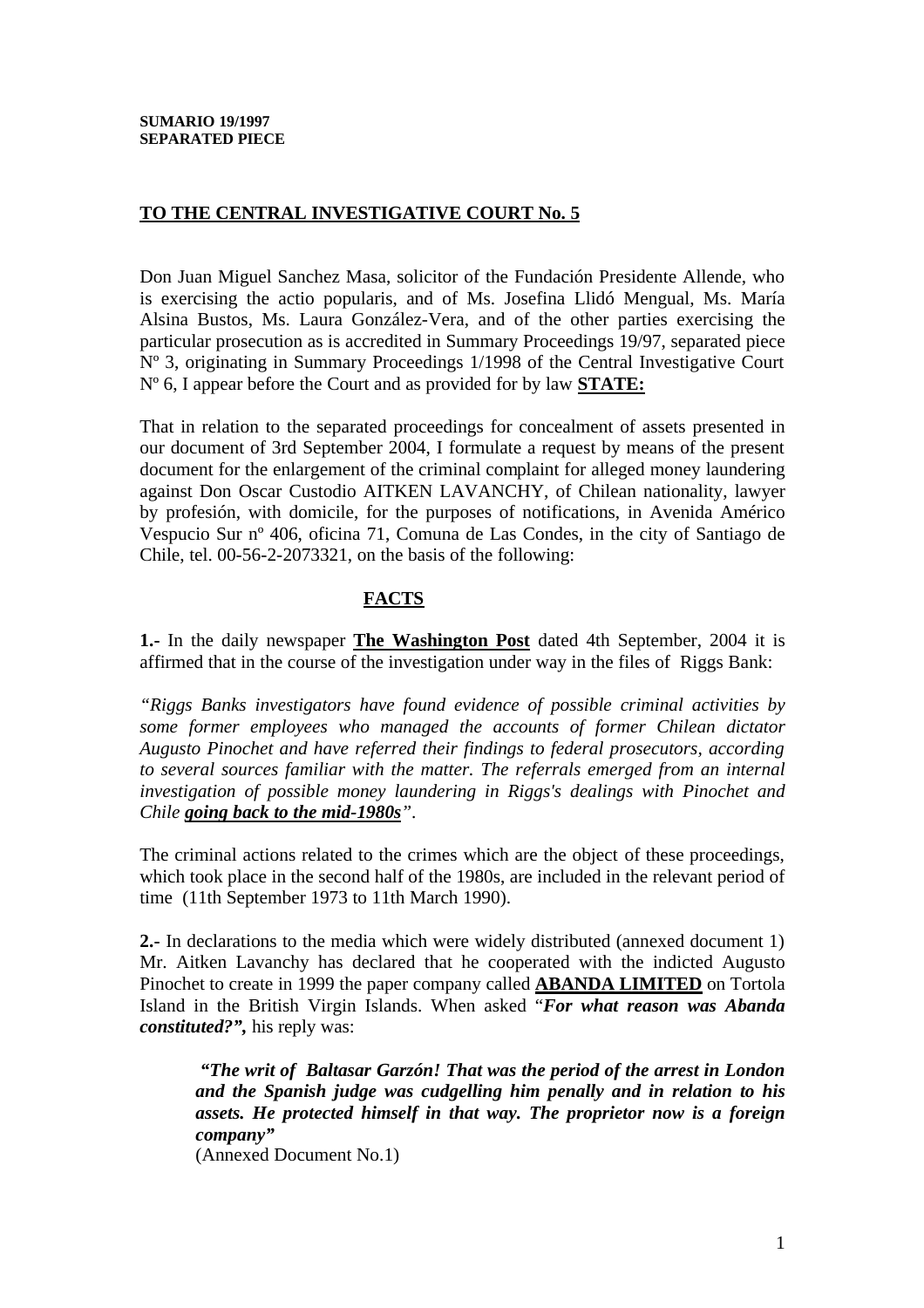**SUMARIO 19/1997**
**SEPARATED PIECE**

## TO THE CENTRAL INVESTIGATIVE COURT No. 5

Don Juan Miguel Sanchez Masa, solicitor of the Fundación Presidente Allende, who is exercising the actio popularis, and of Ms. Josefina Llidó Mengual, Ms. María Alsina Bustos, Ms. Laura González-Vera, and of the other parties exercising the particular prosecution as is accredited in Summary Proceedings 19/97, separated piece Nº 3, originating in Summary Proceedings 1/1998 of the Central Investigative Court Nº 6, I appear before the Court and as provided for by law **STATE:**

That in relation to the separated proceedings for concealment of assets presented in our document of 3rd September 2004, I formulate a request by means of the present document for the enlargement of the criminal complaint for alleged money laundering against Don Oscar Custodio AITKEN LAVANCHY, of Chilean nationality, lawyer by profesión, with domicile, for the purposes of notifications, in Avenida Américo Vespucio Sur nº 406, oficina 71, Comuna de Las Condes, in the city of Santiago de Chile, tel. 00-56-2-2073321, on the basis of the following:

## FACTS

**1.-** In the daily newspaper **The Washington Post** dated 4th September, 2004 it is affirmed that in the course of the investigation under way in the files of Riggs Bank:

*"Riggs Banks investigators have found evidence of possible criminal activities by some former employees who managed the accounts of former Chilean dictator Augusto Pinochet and have referred their findings to federal prosecutors, according to several sources familiar with the matter. The referrals emerged from an internal investigation of possible money laundering in Riggs's dealings with Pinochet and Chile* ***going back to the mid-1980s****".*

The criminal actions related to the crimes which are the object of these proceedings, which took place in the second half of the 1980s, are included in the relevant period of time (11th September 1973 to 11th March 1990).

**2.-** In declarations to the media which were widely distributed (annexed document 1) Mr. Aitken Lavanchy has declared that he cooperated with the indicted Augusto Pinochet to create in 1999 the paper company called **ABANDA LIMITED** on Tortola Island in the British Virgin Islands. When asked "***For what reason was Abanda constituted?",*** his reply was:

> ***"The writ of Baltasar Garzón! That was the period of the arrest in London and the Spanish judge was cudgelling him penally and in relation to his assets. He protected himself in that way. The proprietor now is a foreign company"***
> (Annexed Document No.1)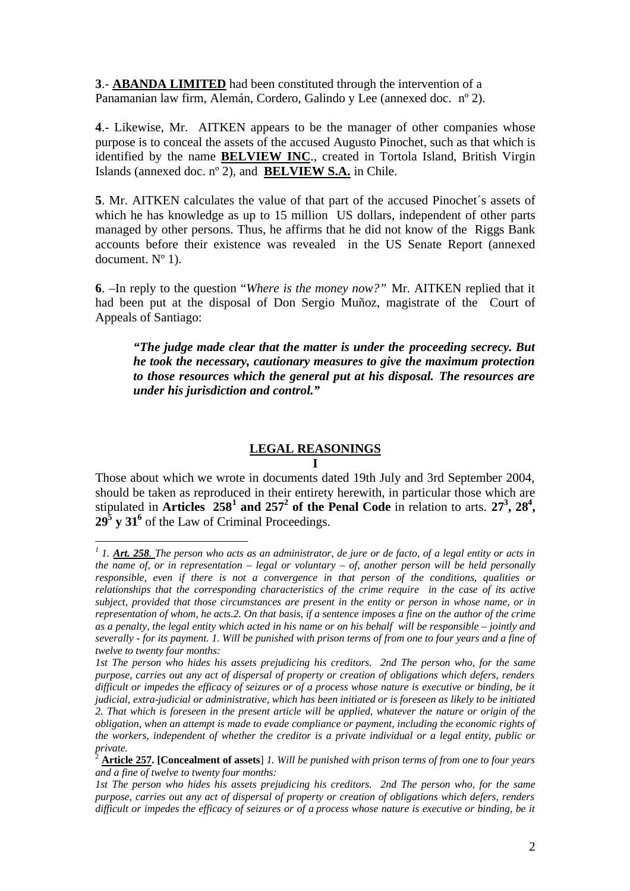**3**.- **ABANDA LIMITED** had been constituted through the intervention of a Panamanian law firm, Alemán, Cordero, Galindo y Lee (annexed doc. nº 2).

**4**.- Likewise, Mr. AITKEN appears to be the manager of other companies whose purpose is to conceal the assets of the accused Augusto Pinochet, such as that which is identified by the name **BELVIEW INC**., created in Tortola Island, British Virgin Islands (annexed doc. nº 2), and **BELVIEW S.A.** in Chile.

**5**. Mr. AITKEN calculates the value of that part of the accused Pinochet´s assets of which he has knowledge as up to 15 million US dollars, independent of other parts managed by other persons. Thus, he affirms that he did not know of the Riggs Bank accounts before their existence was revealed in the US Senate Report (annexed document. Nº 1).

**6**. –In reply to the question "*Where is the money now?*" Mr. AITKEN replied that it had been put at the disposal of Don Sergio Muñoz, magistrate of the Court of Appeals of Santiago:

> ***"The judge made clear that the matter is under the proceeding secrecy. But he took the necessary, cautionary measures to give the maximum protection to those resources which the general put at his disposal. The resources are under his jurisdiction and control."***

## LEGAL REASONINGS

**I**

Those about which we wrote in documents dated 19th July and 3rd September 2004, should be taken as reproduced in their entirety herewith, in particular those which are stipulated in **Articles 258**[1] **and 257**[2] **of the Penal Code** in relation to arts. **27**[3]**, 28**[4]**, 29**[5] **y 31**[6] of the Law of Criminal Proceedings.

---

[1] *1. **Art. 258.** The person who acts as an administrator, de jure or de facto, of a legal entity or acts in the name of, or in representation – legal or voluntary – of, another person will be held personally responsible, even if there is not a convergence in that person of the conditions, qualities or relationships that the corresponding characteristics of the crime require in the case of its active subject, provided that those circumstances are present in the entity or person in whose name, or in representation of whom, he acts.2. On that basis, if a sentence imposes a fine on the author of the crime as a penalty, the legal entity which acted in his name or on his behalf will be responsible – jointly and severally - for its payment. 1. Will be punished with prison terms of from one to four years and a fine of twelve to twenty four months:*

*1st The person who hides his assets prejudicing his creditors. 2nd The person who, for the same purpose, carries out any act of dispersal of property or creation of obligations which defers, renders difficult or impedes the efficacy of seizures or of a process whose nature is executive or binding, be it judicial, extra-judicial or administrative, which has been initiated or is foreseen as likely to be initiated 2. That which is foreseen in the present article will be applied, whatever the nature or origin of the obligation, when an attempt is made to evade compliance or payment, including the economic rights of the workers, independent of whether the creditor is a private individual or a legal entity, public or private.*

[2] **Article 257. [Concealment of assets**] *1. Will be punished with prison terms of from one to four years and a fine of twelve to twenty four months:*

*1st The person who hides his assets prejudicing his creditors. 2nd The person who, for the same purpose, carries out any act of dispersal of property or creation of obligations which defers, renders difficult or impedes the efficacy of seizures or of a process whose nature is executive or binding, be it*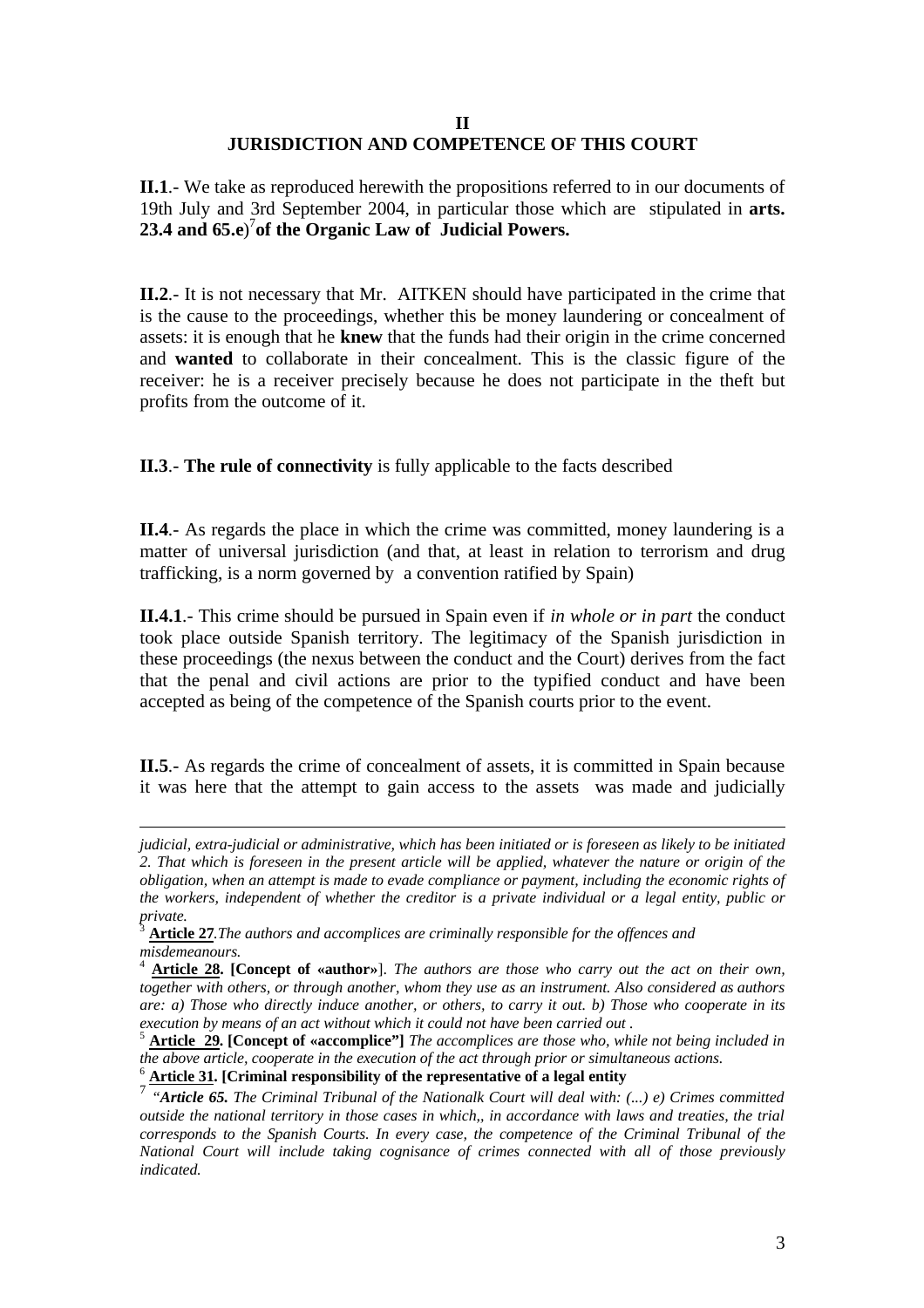## II
## JURISDICTION AND COMPETENCE OF THIS COURT

**II.1**.- We take as reproduced herewith the propositions referred to in our documents of 19th July and 3rd September 2004, in particular those which are stipulated in **arts. 23.4 and 65.e)**[7] **of the Organic Law of Judicial Powers.**

**II.2**.- It is not necessary that Mr. AITKEN should have participated in the crime that is the cause to the proceedings, whether this be money laundering or concealment of assets: it is enough that he **knew** that the funds had their origin in the crime concerned and **wanted** to collaborate in their concealment. This is the classic figure of the receiver: he is a receiver precisely because he does not participate in the theft but profits from the outcome of it.

**II.3**.- **The rule of connectivity** is fully applicable to the facts described

**II.4**.- As regards the place in which the crime was committed, money laundering is a matter of universal jurisdiction (and that, at least in relation to terrorism and drug trafficking, is a norm governed by a convention ratified by Spain)

**II.4.1**.- This crime should be pursued in Spain even if *in whole or in part* the conduct took place outside Spanish territory. The legitimacy of the Spanish jurisdiction in these proceedings (the nexus between the conduct and the Court) derives from the fact that the penal and civil actions are prior to the typified conduct and have been accepted as being of the competence of the Spanish courts prior to the event.

**II.5**.- As regards the crime of concealment of assets, it is committed in Spain because it was here that the attempt to gain access to the assets was made and judicially

---

*judicial, extra-judicial or administrative, which has been initiated or is foreseen as likely to be initiated 2. That which is foreseen in the present article will be applied, whatever the nature or origin of the obligation, when an attempt is made to evade compliance or payment, including the economic rights of the workers, independent of whether the creditor is a private individual or a legal entity, public or private.*

[3] **Article 27**. *The authors and accomplices are criminally responsible for the offences and misdemeanours.*

[4] **Article 28. [Concept of «author»**]. *The authors are those who carry out the act on their own, together with others, or through another, whom they use as an instrument. Also considered as authors are: a) Those who directly induce another, or others, to carry it out. b) Those who cooperate in its execution by means of an act without which it could not have been carried out .*

[5] **Article 29. [Concept of «accomplice"]** *The accomplices are those who, while not being included in the above article, cooperate in the execution of the act through prior or simultaneous actions.*

[6] **Article 31. [Criminal responsibility of the representative of a legal entity**

[7] *"**Article 65.** The Criminal Tribunal of the Nationalk Court will deal with: (...) e) Crimes committed outside the national territory in those cases in which,, in accordance with laws and treaties, the trial corresponds to the Spanish Courts. In every case, the competence of the Criminal Tribunal of the National Court will include taking cognisance of crimes connected with all of those previously indicated.*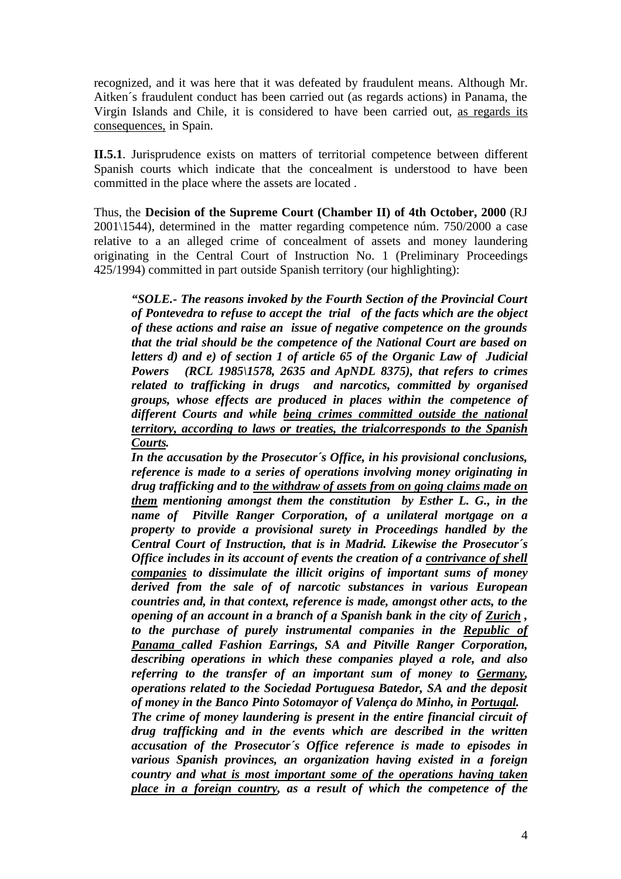recognized, and it was here that it was defeated by fraudulent means. Although Mr. Aitken´s fraudulent conduct has been carried out (as regards actions) in Panama, the Virgin Islands and Chile, it is considered to have been carried out, <u>as regards its consequences,</u> in Spain.

**II.5.1**. Jurisprudence exists on matters of territorial competence between different Spanish courts which indicate that the concealment is understood to have been committed in the place where the assets are located .

Thus, the **Decision of the Supreme Court (Chamber II) of 4th October, 2000** (RJ 2001\1544), determined in the matter regarding competence núm. 750/2000 a case relative to a an alleged crime of concealment of assets and money laundering originating in the Central Court of Instruction No. 1 (Preliminary Proceedings 425/1994) committed in part outside Spanish territory (our highlighting):

> ***"SOLE.- The reasons invoked by the Fourth Section of the Provincial Court of Pontevedra to refuse to accept the trial of the facts which are the object of these actions and raise an issue of negative competence on the grounds that the trial should be the competence of the National Court are based on letters d) and e) of section 1 of article 65 of the Organic Law of Judicial Powers (RCL 1985\1578, 2635 and ApNDL 8375), that refers to crimes related to trafficking in drugs and narcotics, committed by organised groups, whose effects are produced in places within the competence of different Courts and while <u>being crimes committed outside the national territory, according to laws or treaties, the trialcorresponds to the Spanish Courts</u>.***
>
> ***In the accusation by the Prosecutor´s Office, in his provisional conclusions, reference is made to a series of operations involving money originating in drug trafficking and to <u>the withdraw of assets from on going claims made on them</u> mentioning amongst them the constitution by Esther L. G., in the name of Pitville Ranger Corporation, of a unilateral mortgage on a property to provide a provisional surety in Proceedings handled by the Central Court of Instruction, that is in Madrid. Likewise the Prosecutor´s Office includes in its account of events the creation of a <u>contrivance of shell companies</u> to dissimulate the illicit origins of important sums of money derived from the sale of of narcotic substances in various European countries and, in that context, reference is made, amongst other acts, to the opening of an account in a branch of a Spanish bank in the city of <u>Zurich</u> , to the purchase of purely instrumental companies in the <u>Republic of Panama</u> called Fashion Earrings, SA and Pitville Ranger Corporation, describing operations in which these companies played a role, and also referring to the transfer of an important sum of money to <u>Germany</u>, operations related to the Sociedad Portuguesa Batedor, SA and the deposit of money in the Banco Pinto Sotomayor of Valença do Minho, in <u>Portugal</u>.***
>
> ***The crime of money laundering is present in the entire financial circuit of drug trafficking and in the events which are described in the written accusation of the Prosecutor´s Office reference is made to episodes in various Spanish provinces, an organization having existed in a foreign country and <u>what is most important some of the operations having taken place in a foreign country</u>, as a result of which the competence of the***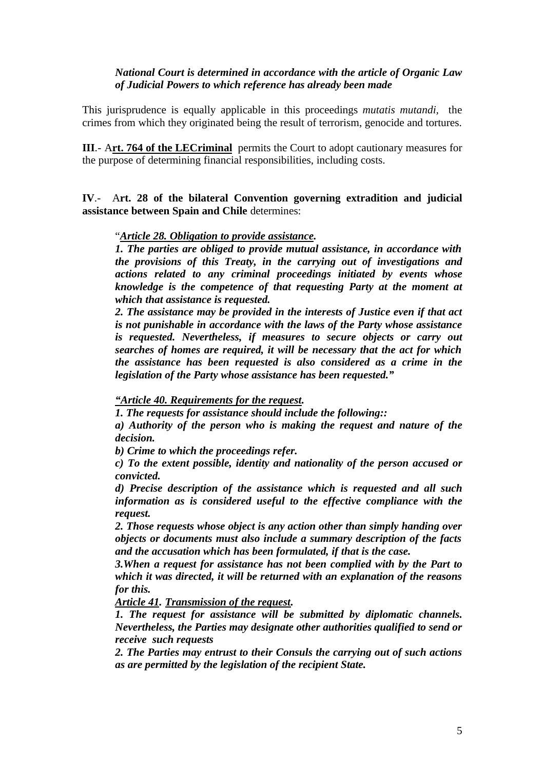***National Court is determined in accordance with the article of Organic Law of Judicial Powers to which reference has already been made***

This jurisprudence is equally applicable in this proceedings *mutatis mutandi*, the crimes from which they originated being the result of terrorism, genocide and tortures.

**III**.- A**rt. 764 of the LECriminal** permits the Court to adopt cautionary measures for the purpose of determining financial responsibilities, including costs.

**IV**.- A**rt. 28 of the bilateral Convention governing extradition and judicial assistance between Spain and Chile** determines:

> "***Article 28. Obligation to provide assistance.***
>
> ***1. The parties are obliged to provide mutual assistance, in accordance with the provisions of this Treaty, in the carrying out of investigations and actions related to any criminal proceedings initiated by events whose knowledge is the competence of that requesting Party at the moment at which that assistance is requested.***
>
> ***2. The assistance may be provided in the interests of Justice even if that act is not punishable in accordance with the laws of the Party whose assistance is requested. Nevertheless, if measures to secure objects or carry out searches of homes are required, it will be necessary that the act for which the assistance has been requested is also considered as a crime in the legislation of the Party whose assistance has been requested."***
>
> ***"Article 40. Requirements for the request.***
>
> ***1. The requests for assistance should include the following::***
>
> ***a) Authority of the person who is making the request and nature of the decision.***
>
> ***b) Crime to which the proceedings refer.***
>
> ***c) To the extent possible, identity and nationality of the person accused or convicted.***
>
> ***d) Precise description of the assistance which is requested and all such information as is considered useful to the effective compliance with the request.***
>
> ***2. Those requests whose object is any action other than simply handing over objects or documents must also include a summary description of the facts and the accusation which has been formulated, if that is the case.***
>
> ***3.When a request for assistance has not been complied with by the Part to which it was directed, it will be returned with an explanation of the reasons for this.***
>
> ***Article 41. Transmission of the request.***
>
> ***1. The request for assistance will be submitted by diplomatic channels. Nevertheless, the Parties may designate other authorities qualified to send or receive such requests***
>
> ***2. The Parties may entrust to their Consuls the carrying out of such actions as are permitted by the legislation of the recipient State.***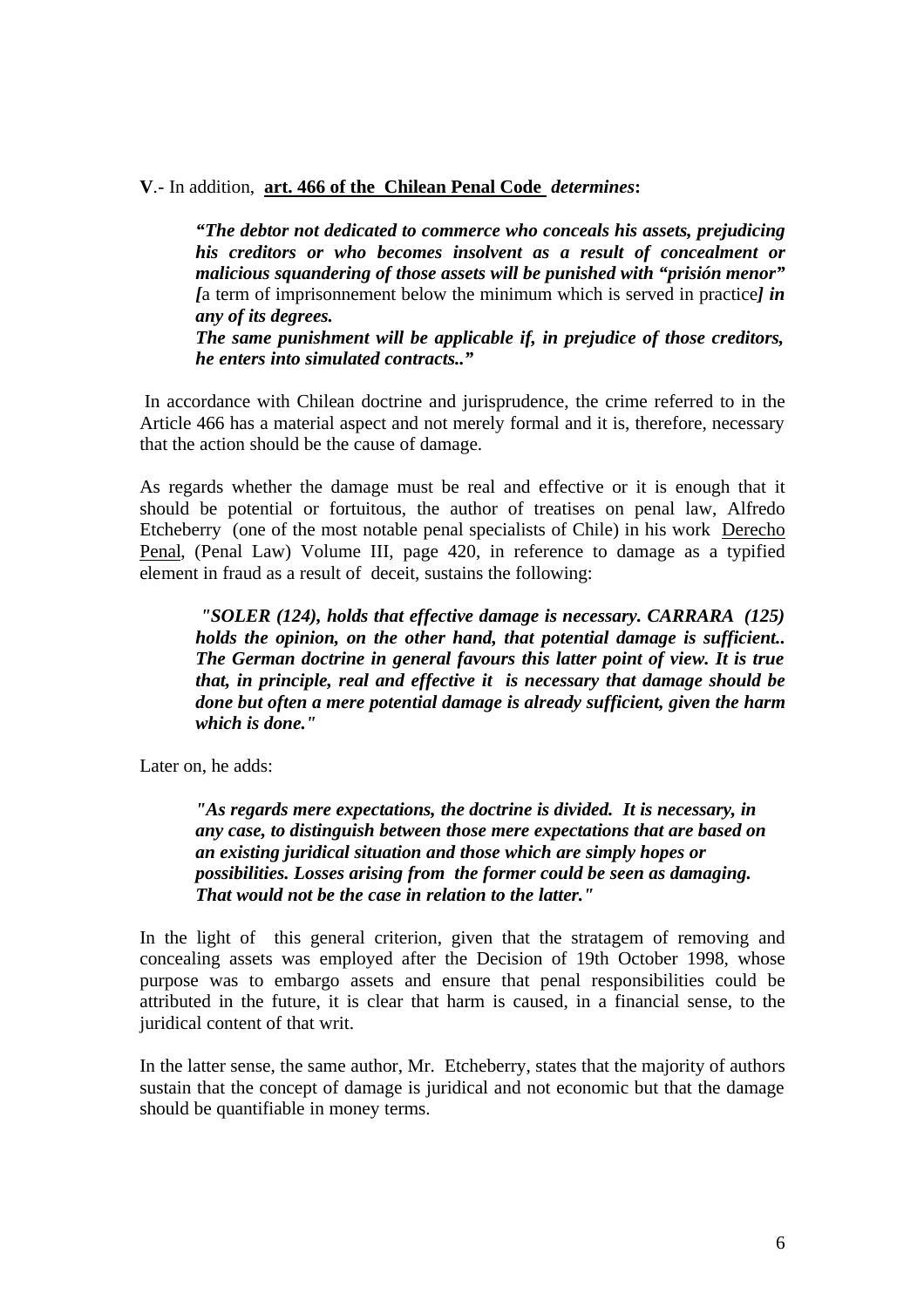**V**.- In addition, **art. 466 of the Chilean Penal Code** ***determines*****:**

> ***"The debtor not dedicated to commerce who conceals his assets, prejudicing his creditors or who becomes insolvent as a result of concealment or malicious squandering of those assets will be punished with "prisión menor" [****a term of imprisonnement below the minimum which is served in practice****] in any of its degrees.***
>
> ***The same punishment will be applicable if, in prejudice of those creditors, he enters into simulated contracts.."***

In accordance with Chilean doctrine and jurisprudence, the crime referred to in the Article 466 has a material aspect and not merely formal and it is, therefore, necessary that the action should be the cause of damage.

As regards whether the damage must be real and effective or it is enough that it should be potential or fortuitous, the author of treatises on penal law, Alfredo Etcheberry (one of the most notable penal specialists of Chile) in his work Derecho Penal, (Penal Law) Volume III, page 420, in reference to damage as a typified element in fraud as a result of deceit, sustains the following:

> ***"SOLER (124), holds that effective damage is necessary. CARRARA (125) holds the opinion, on the other hand, that potential damage is sufficient.. The German doctrine in general favours this latter point of view. It is true that, in principle, real and effective it is necessary that damage should be done but often a mere potential damage is already sufficient, given the harm which is done."***

Later on, he adds:

> ***"As regards mere expectations, the doctrine is divided. It is necessary, in any case, to distinguish between those mere expectations that are based on an existing juridical situation and those which are simply hopes or possibilities. Losses arising from the former could be seen as damaging. That would not be the case in relation to the latter."***

In the light of this general criterion, given that the stratagem of removing and concealing assets was employed after the Decision of 19th October 1998, whose purpose was to embargo assets and ensure that penal responsibilities could be attributed in the future, it is clear that harm is caused, in a financial sense, to the juridical content of that writ.

In the latter sense, the same author, Mr. Etcheberry, states that the majority of authors sustain that the concept of damage is juridical and not economic but that the damage should be quantifiable in money terms.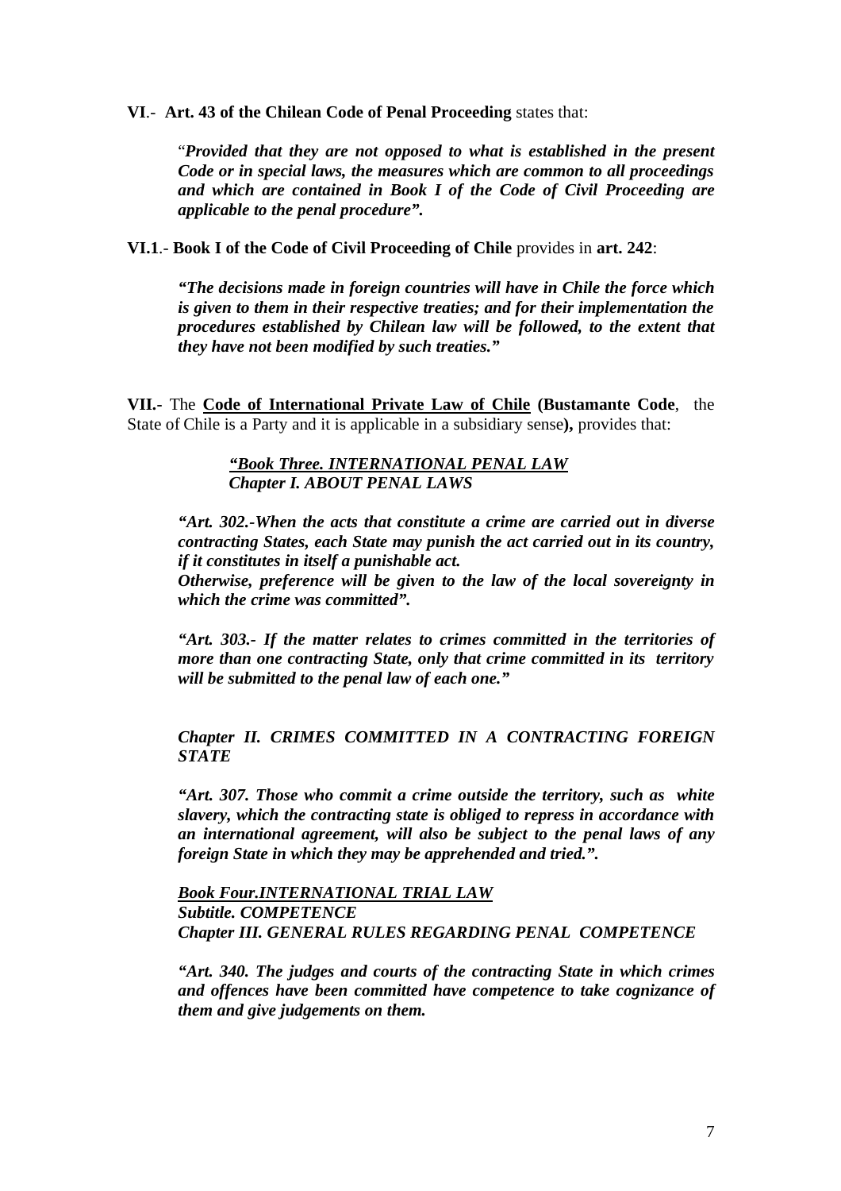**VI**.- **Art. 43 of the Chilean Code of Penal Proceeding** states that:

> "***Provided that they are not opposed to what is established in the present Code or in special laws, the measures which are common to all proceedings and which are contained in Book I of the Code of Civil Proceeding are applicable to the penal procedure".***

**VI.1**.- **Book I of the Code of Civil Proceeding of Chile** provides in **art. 242**:

> ***"The decisions made in foreign countries will have in Chile the force which is given to them in their respective treaties; and for their implementation the procedures established by Chilean law will be followed, to the extent that they have not been modified by such treaties."***

**VII.-** The **Code of International Private Law of Chile** **(Bustamante Code**, the State of Chile is a Party and it is applicable in a subsidiary sense**),** provides that:

> ***"Book Three. INTERNATIONAL PENAL LAW***
> ***Chapter I. ABOUT PENAL LAWS***

> ***"Art. 302.-When the acts that constitute a crime are carried out in diverse contracting States, each State may punish the act carried out in its country, if it constitutes in itself a punishable act.***
> ***Otherwise, preference will be given to the law of the local sovereignty in which the crime was committed".***

> ***"Art. 303.- If the matter relates to crimes committed in the territories of more than one contracting State, only that crime committed in its territory will be submitted to the penal law of each one."***

> ***Chapter II. CRIMES COMMITTED IN A CONTRACTING FOREIGN STATE***

> ***"Art. 307. Those who commit a crime outside the territory, such as white slavery, which the contracting state is obliged to repress in accordance with an international agreement, will also be subject to the penal laws of any foreign State in which they may be apprehended and tried.".***

> ***Book Four.INTERNATIONAL TRIAL LAW***
> ***Subtitle. COMPETENCE***
> ***Chapter III. GENERAL RULES REGARDING PENAL COMPETENCE***

> ***"Art. 340. The judges and courts of the contracting State in which crimes and offences have been committed have competence to take cognizance of them and give judgements on them.***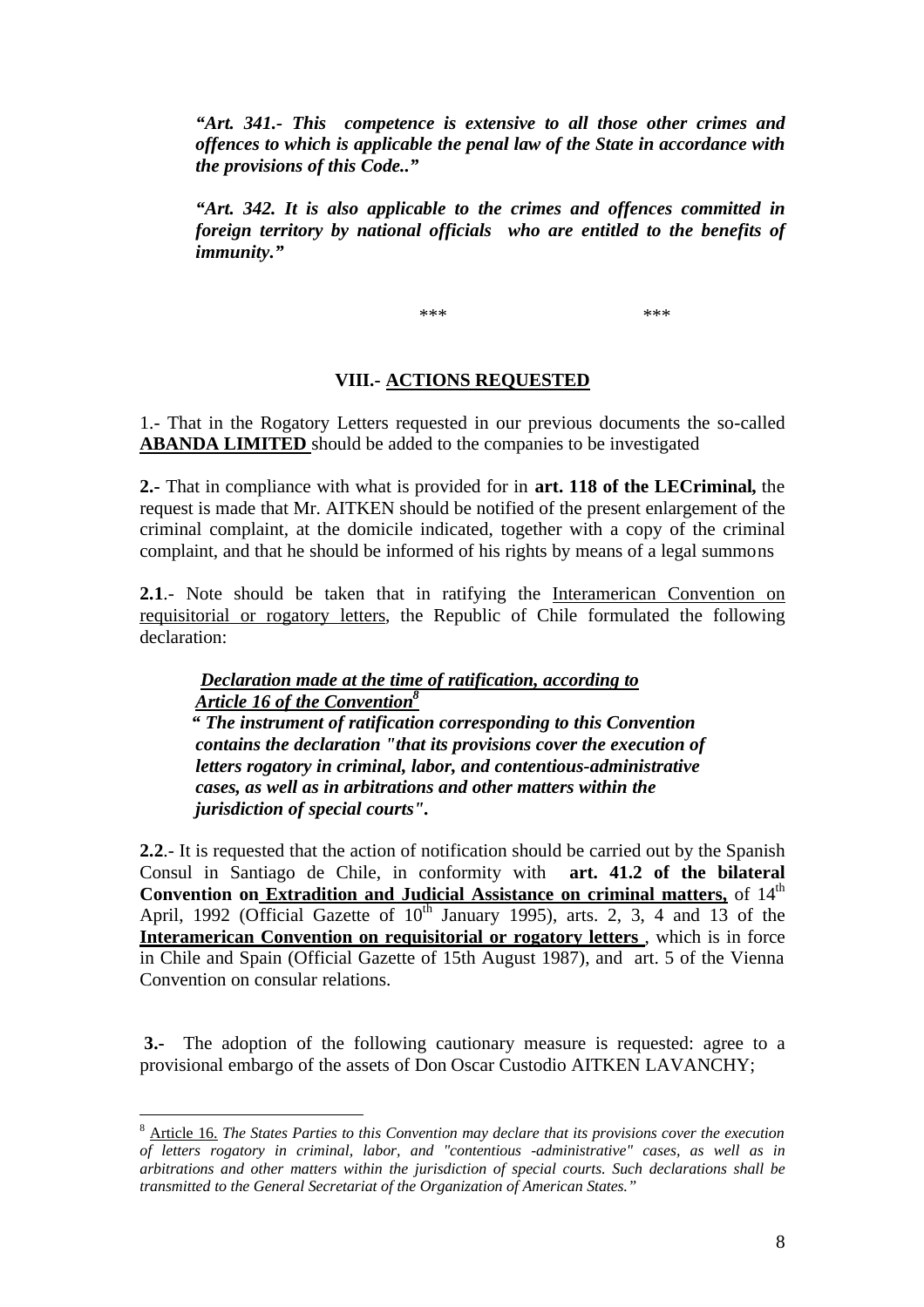***"Art. 341.- This competence is extensive to all those other crimes and offences to which is applicable the penal law of the State in accordance with the provisions of this Code.."***

***"Art. 342. It is also applicable to the crimes and offences committed in foreign territory by national officials who are entitled to the benefits of immunity."***

\*\*\* \*\*\*

## VIII.- ACTIONS REQUESTED

1.- That in the Rogatory Letters requested in our previous documents the so-called **ABANDA LIMITED** should be added to the companies to be investigated

**2.-** That in compliance with what is provided for in **art. 118 of the LECriminal,** the request is made that Mr. AITKEN should be notified of the present enlargement of the criminal complaint, at the domicile indicated, together with a copy of the criminal complaint, and that he should be informed of his rights by means of a legal summons

**2.1**.- Note should be taken that in ratifying the Interamerican Convention on requisitorial or rogatory letters, the Republic of Chile formulated the following declaration:

> ***Declaration made at the time of ratification, according to Article 16 of the Convention***[8]
>
> ***" The instrument of ratification corresponding to this Convention contains the declaration "that its provisions cover the execution of letters rogatory in criminal, labor, and contentious-administrative cases, as well as in arbitrations and other matters within the jurisdiction of special courts".***

**2.2**.- It is requested that the action of notification should be carried out by the Spanish Consul in Santiago de Chile, in conformity with **art. 41.2 of the bilateral Convention on Extradition and Judicial Assistance on criminal matters,** of 14th April, 1992 (Official Gazette of 10th January 1995), arts. 2, 3, 4 and 13 of the **Interamerican Convention on requisitorial or rogatory letters** , which is in force in Chile and Spain (Official Gazette of 15th August 1987), and art. 5 of the Vienna Convention on consular relations.

**3.-** The adoption of the following cautionary measure is requested: agree to a provisional embargo of the assets of Don Oscar Custodio AITKEN LAVANCHY;

---

[8] Article 16. *The States Parties to this Convention may declare that its provisions cover the execution of letters rogatory in criminal, labor, and "contentious -administrative" cases, as well as in arbitrations and other matters within the jurisdiction of special courts. Such declarations shall be transmitted to the General Secretariat of the Organization of American States."*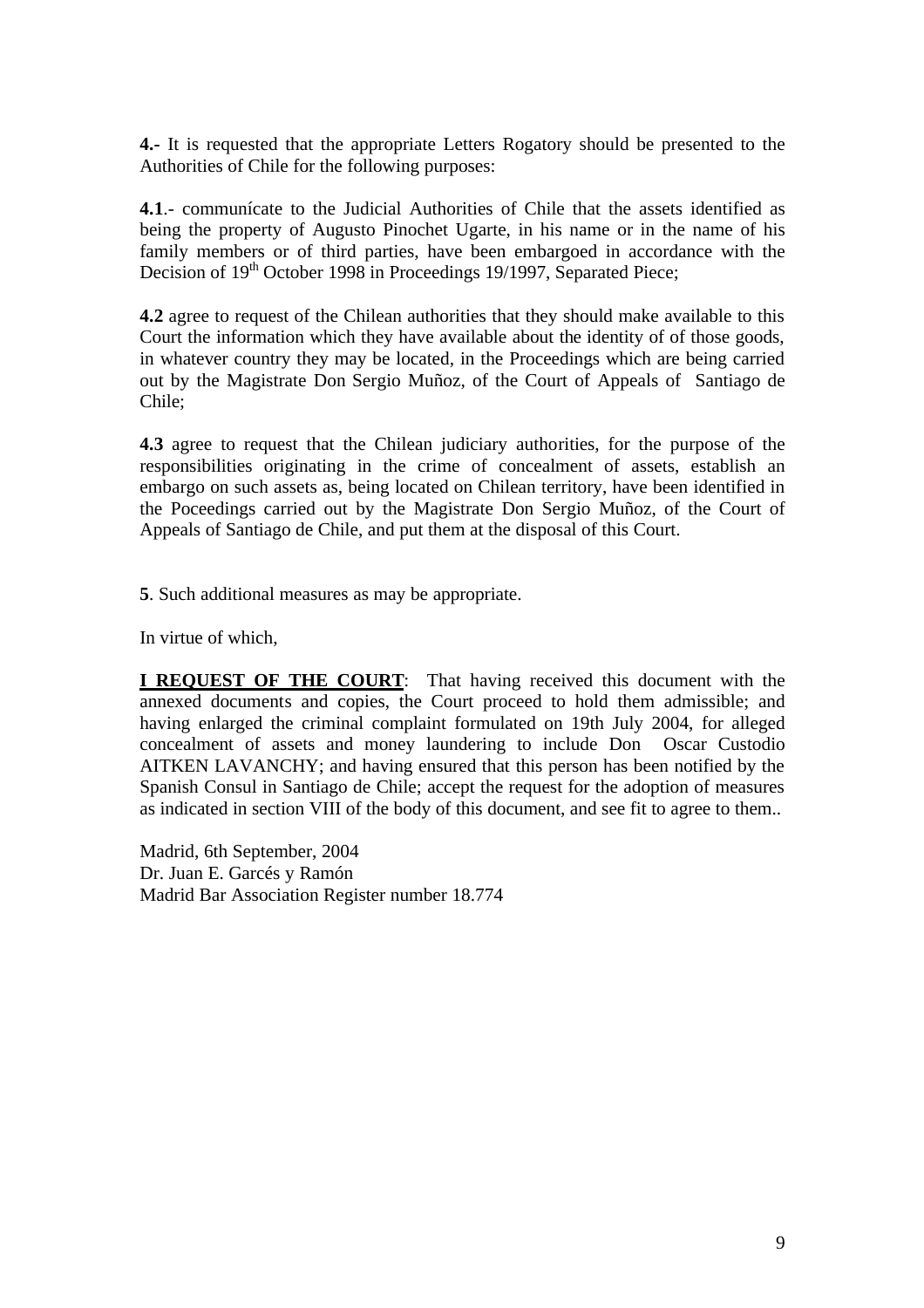**4.-** It is requested that the appropriate Letters Rogatory should be presented to the Authorities of Chile for the following purposes:

**4.1**.- communícate to the Judicial Authorities of Chile that the assets identified as being the property of Augusto Pinochet Ugarte, in his name or in the name of his family members or of third parties, have been embargoed in accordance with the Decision of 19th October 1998 in Proceedings 19/1997, Separated Piece;

**4.2** agree to request of the Chilean authorities that they should make available to this Court the information which they have available about the identity of of those goods, in whatever country they may be located, in the Proceedings which are being carried out by the Magistrate Don Sergio Muñoz, of the Court of Appeals of Santiago de Chile;

**4.3** agree to request that the Chilean judiciary authorities, for the purpose of the responsibilities originating in the crime of concealment of assets, establish an embargo on such assets as, being located on Chilean territory, have been identified in the Poceedings carried out by the Magistrate Don Sergio Muñoz, of the Court of Appeals of Santiago de Chile, and put them at the disposal of this Court.

**5**. Such additional measures as may be appropriate.

In virtue of which,

**I REQUEST OF THE COURT**: That having received this document with the annexed documents and copies, the Court proceed to hold them admissible; and having enlarged the criminal complaint formulated on 19th July 2004, for alleged concealment of assets and money laundering to include Don Oscar Custodio AITKEN LAVANCHY; and having ensured that this person has been notified by the Spanish Consul in Santiago de Chile; accept the request for the adoption of measures as indicated in section VIII of the body of this document, and see fit to agree to them..

Madrid, 6th September, 2004
Dr. Juan E. Garcés y Ramón
Madrid Bar Association Register number 18.774